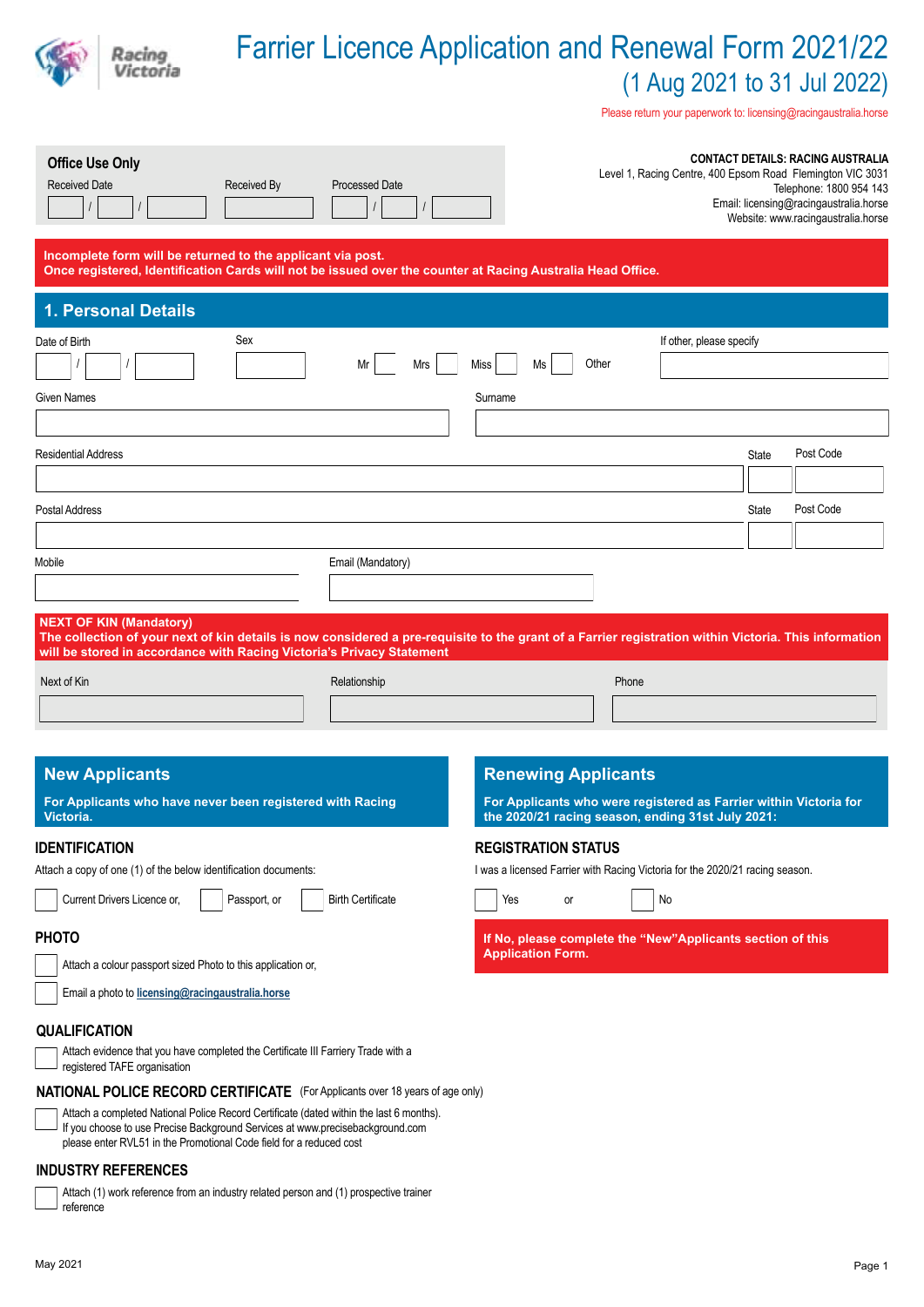# Farrier Licence Application and Renewal Form 2021/22

## (1 Aug 2021 to 31 Jul 2022)

Please return your paperwork to: licensing@racingaustralia.horse

**Office Use Only**

Received Date ___ / ___ / ___ Received By ___ Processed Date ___ / ___ / ___

**CONTACT DETAILS: RACING AUSTRALIA**
Level 1, Racing Centre, 400 Epsom Road Flemington VIC 3031
Telephone: 1800 954 143
Email: licensing@racingaustralia.horse
Website: www.racingaustralia.horse

**Incomplete form will be returned to the applicant via post.**
**Once registered, Identification Cards will not be issued over the counter at Racing Australia Head Office.**

## 1. Personal Details

Date of Birth ___ / ___ / ___ Sex ___ ☐ Mr ☐ Mrs ☐ Miss ☐ Ms Other If other, please specify ___

Given Names ___ Surname ___

Residential Address ___ State ___ Post Code ___

Postal Address ___ State ___ Post Code ___

Mobile ___ Email (Mandatory) ___

**NEXT OF KIN (Mandatory)**
**The collection of your next of kin details is now considered a pre-requisite to the grant of a Farrier registration within Victoria. This information will be stored in accordance with Racing Victoria's Privacy Statement**

Next of Kin ___ Relationship ___ Phone ___

## New Applicants

**For Applicants who have never been registered with Racing Victoria.**

### IDENTIFICATION

Attach a copy of one (1) of the below identification documents:

☐ Current Drivers Licence or, ☐ Passport, or ☐ Birth Certificate

### PHOTO

☐ Attach a colour passport sized Photo to this application or,

☐ Email a photo to licensing@racingaustralia.horse

### QUALIFICATION

☐ Attach evidence that you have completed the Certificate III Farriery Trade with a registered TAFE organisation

### NATIONAL POLICE RECORD CERTIFICATE (For Applicants over 18 years of age only)

☐ Attach a completed National Police Record Certificate (dated within the last 6 months). If you choose to use Precise Background Services at www.precisebackground.com please enter RVL51 in the Promotional Code field for a reduced cost

### INDUSTRY REFERENCES

☐ Attach (1) work reference from an industry related person and (1) prospective trainer reference

## Renewing Applicants

**For Applicants who were registered as Farrier within Victoria for the 2020/21 racing season, ending 31st July 2021:**

### REGISTRATION STATUS

I was a licensed Farrier with Racing Victoria for the 2020/21 racing season.

☐ Yes or ☐ No

**If No, please complete the "New" Applicants section of this Application Form.**

May 2021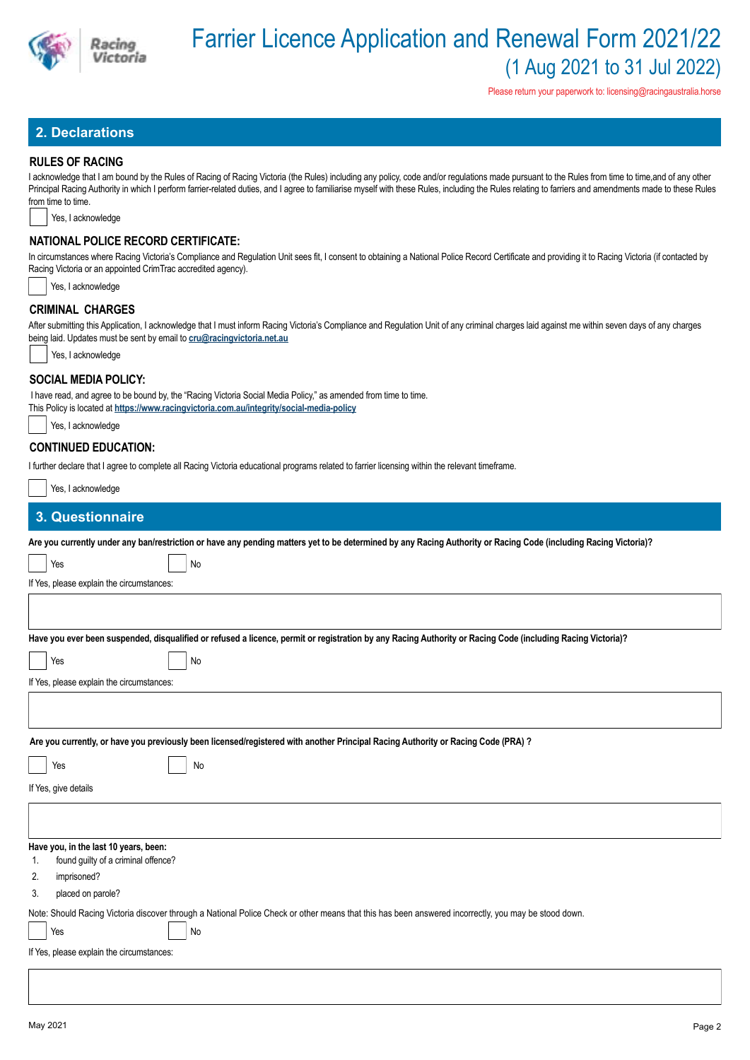# Farrier Licence Application and Renewal Form 2021/22
## (1 Aug 2021 to 31 Jul 2022)

Please return your paperwork to: licensing@racingaustralia.horse

## 2. Declarations

### RULES OF RACING

I acknowledge that I am bound by the Rules of Racing of Racing Victoria (the Rules) including any policy, code and/or regulations made pursuant to the Rules from time to time,and of any other Principal Racing Authority in which I perform farrier-related duties, and I agree to familiarise myself with these Rules, including the Rules relating to farriers and amendments made to these Rules from time to time.

☐ Yes, I acknowledge

### NATIONAL POLICE RECORD CERTIFICATE:

In circumstances where Racing Victoria's Compliance and Regulation Unit sees fit, I consent to obtaining a National Police Record Certificate and providing it to Racing Victoria (if contacted by Racing Victoria or an appointed CrimTrac accredited agency).

☐ Yes, I acknowledge

### CRIMINAL CHARGES

After submitting this Application, I acknowledge that I must inform Racing Victoria's Compliance and Regulation Unit of any criminal charges laid against me within seven days of any charges being laid. Updates must be sent by email to **cru@racingvictoria.net.au**

☐ Yes, I acknowledge

### SOCIAL MEDIA POLICY:

I have read, and agree to be bound by, the "Racing Victoria Social Media Policy," as amended from time to time.
This Policy is located at **https://www.racingvictoria.com.au/integrity/social-media-policy**

☐ Yes, I acknowledge

### CONTINUED EDUCATION:

I further declare that I agree to complete all Racing Victoria educational programs related to farrier licensing within the relevant timeframe.

☐ Yes, I acknowledge

## 3. Questionnaire

**Are you currently under any ban/restriction or have any pending matters yet to be determined by any Racing Authority or Racing Code (including Racing Victoria)?**

☐ Yes ☐ No

If Yes, please explain the circumstances:

**Have you ever been suspended, disqualified or refused a licence, permit or registration by any Racing Authority or Racing Code (including Racing Victoria)?**

☐ Yes ☐ No

If Yes, please explain the circumstances:

**Are you currently, or have you previously been licensed/registered with another Principal Racing Authority or Racing Code (PRA) ?**

☐ Yes ☐ No

If Yes, give details

**Have you, in the last 10 years, been:**

1. found guilty of a criminal offence?
2. imprisoned?
3. placed on parole?

Note: Should Racing Victoria discover through a National Police Check or other means that this has been answered incorrectly, you may be stood down.

☐ Yes ☐ No

If Yes, please explain the circumstances:

May 2021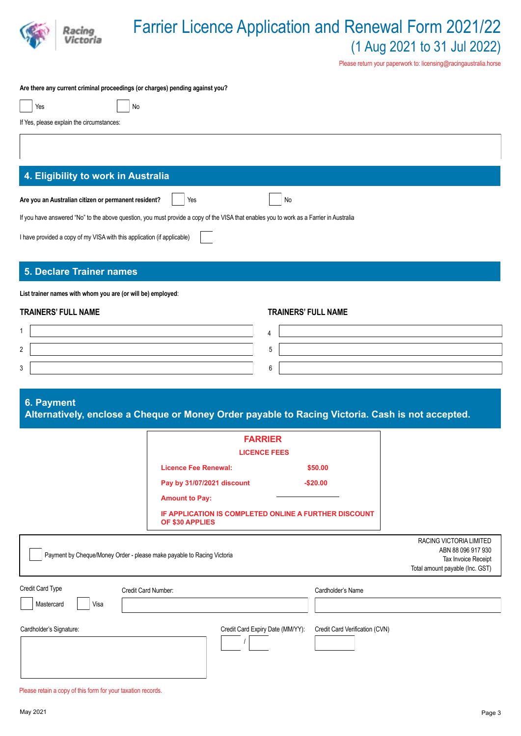# Farrier Licence Application and Renewal Form 2021/22

(1 Aug 2021 to 31 Jul 2022)

Please return your paperwork to: licensing@racingaustralia.horse

**Are there any current criminal proceedings (or charges) pending against you?**

☐ Yes ☐ No

If Yes, please explain the circumstances:

## 4. Eligibility to work in Australia

**Are you an Australian citizen or permanent resident?** ☐ Yes ☐ No

If you have answered "No" to the above question, you must provide a copy of the VISA that enables you to work as a Farrier in Australia

I have provided a copy of my VISA with this application (if applicable) ☐

## 5. Declare Trainer names

**List trainer names with whom you are (or will be) employed**:

| | TRAINERS' FULL NAME | | TRAINERS' FULL NAME |
|---|---|---|---|
| 1 | | 4 | |
| 2 | | 5 | |
| 3 | | 6 | |

## 6. Payment

**Alternatively, enclose a Cheque or Money Order payable to Racing Victoria. Cash is not accepted.**

**FARRIER**

**LICENCE FEES**

| | |
|---|---|
| **Licence Fee Renewal:** | **$50.00** |
| **Pay by 31/07/2021 discount** | **-$20.00** |
| **Amount to Pay:** | |

**IF APPLICATION IS COMPLETED ONLINE A FURTHER DISCOUNT OF $30 APPLIES**

☐ Payment by Cheque/Money Order - please make payable to Racing Victoria

RACING VICTORIA LIMITED
ABN 88 096 917 930
Tax Invoice Receipt
Total amount payable (Inc. GST)

Credit Card Type ☐ Mastercard ☐ Visa

Credit Card Number:

Cardholder's Name

Cardholder's Signature:

Credit Card Expiry Date (MM/YY): /

Credit Card Verification (CVN)

Please retain a copy of this form for your taxation records.

May 2021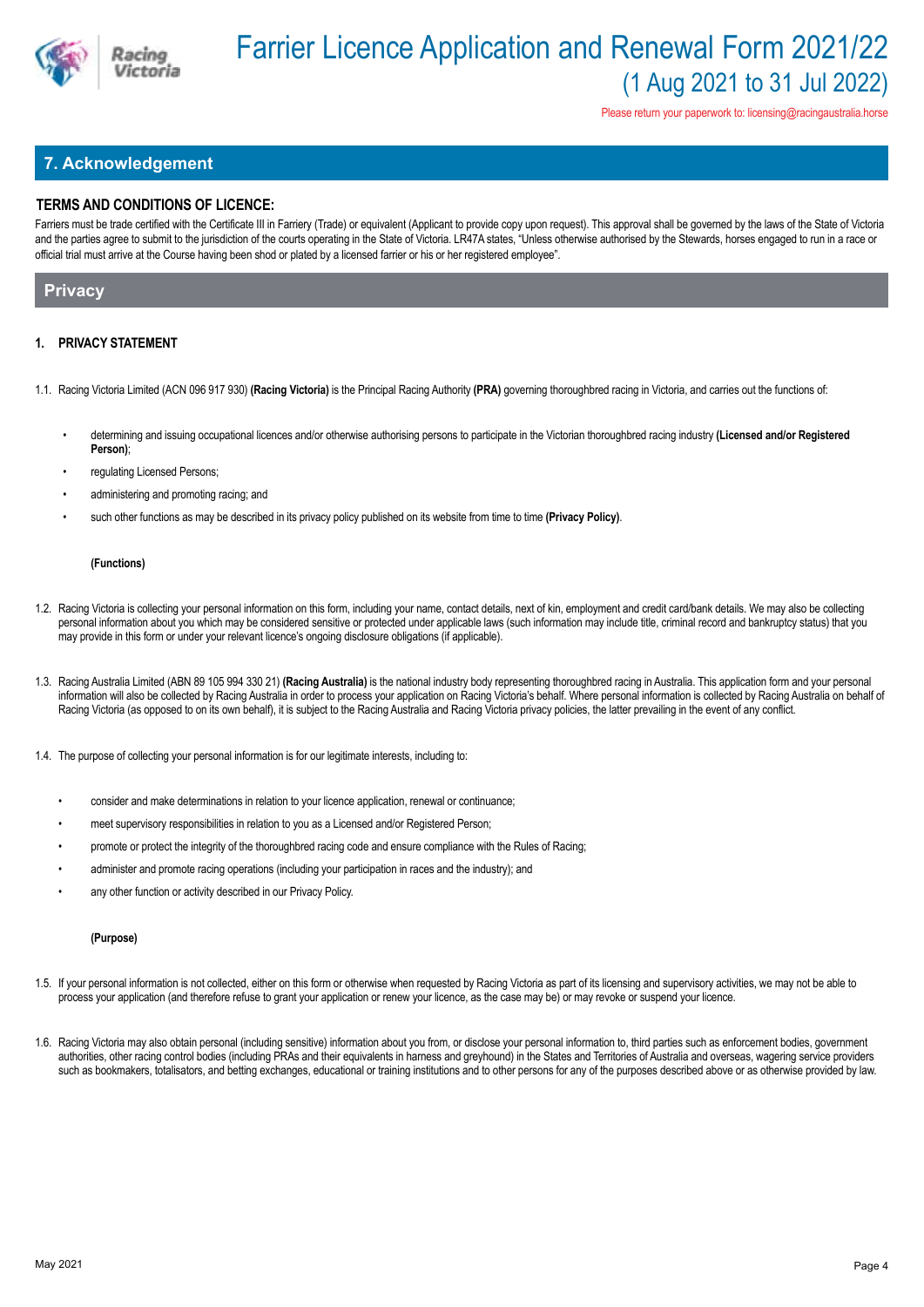# Farrier Licence Application and Renewal Form 2021/22

## (1 Aug 2021 to 31 Jul 2022)

Please return your paperwork to: licensing@racingaustralia.horse

## 7. Acknowledgement

**TERMS AND CONDITIONS OF LICENCE:**

Farriers must be trade certified with the Certificate III in Farriery (Trade) or equivalent (Applicant to provide copy upon request). This approval shall be governed by the laws of the State of Victoria and the parties agree to submit to the jurisdiction of the courts operating in the State of Victoria. LR47A states, "Unless otherwise authorised by the Stewards, horses engaged to run in a race or official trial must arrive at the Course having been shod or plated by a licensed farrier or his or her registered employee".

## Privacy

**1. PRIVACY STATEMENT**

1.1. Racing Victoria Limited (ACN 096 917 930) **(Racing Victoria)** is the Principal Racing Authority **(PRA)** governing thoroughbred racing in Victoria, and carries out the functions of:

- determining and issuing occupational licences and/or otherwise authorising persons to participate in the Victorian thoroughbred racing industry **(Licensed and/or Registered Person)**;
- regulating Licensed Persons;
- administering and promoting racing; and
- such other functions as may be described in its privacy policy published on its website from time to time **(Privacy Policy)**.

**(Functions)**

1.2. Racing Victoria is collecting your personal information on this form, including your name, contact details, next of kin, employment and credit card/bank details. We may also be collecting personal information about you which may be considered sensitive or protected under applicable laws (such information may include title, criminal record and bankruptcy status) that you may provide in this form or under your relevant licence's ongoing disclosure obligations (if applicable).

1.3. Racing Australia Limited (ABN 89 105 994 330 21) **(Racing Australia)** is the national industry body representing thoroughbred racing in Australia. This application form and your personal information will also be collected by Racing Australia in order to process your application on Racing Victoria's behalf. Where personal information is collected by Racing Australia on behalf of Racing Victoria (as opposed to on its own behalf), it is subject to the Racing Australia and Racing Victoria privacy policies, the latter prevailing in the event of any conflict.

1.4. The purpose of collecting your personal information is for our legitimate interests, including to:

- consider and make determinations in relation to your licence application, renewal or continuance;
- meet supervisory responsibilities in relation to you as a Licensed and/or Registered Person;
- promote or protect the integrity of the thoroughbred racing code and ensure compliance with the Rules of Racing;
- administer and promote racing operations (including your participation in races and the industry); and
- any other function or activity described in our Privacy Policy.

**(Purpose)**

1.5. If your personal information is not collected, either on this form or otherwise when requested by Racing Victoria as part of its licensing and supervisory activities, we may not be able to process your application (and therefore refuse to grant your application or renew your licence, as the case may be) or may revoke or suspend your licence.

1.6. Racing Victoria may also obtain personal (including sensitive) information about you from, or disclose your personal information to, third parties such as enforcement bodies, government authorities, other racing control bodies (including PRAs and their equivalents in harness and greyhound) in the States and Territories of Australia and overseas, wagering service providers such as bookmakers, totalisators, and betting exchanges, educational or training institutions and to other persons for any of the purposes described above or as otherwise provided by law.

May 2021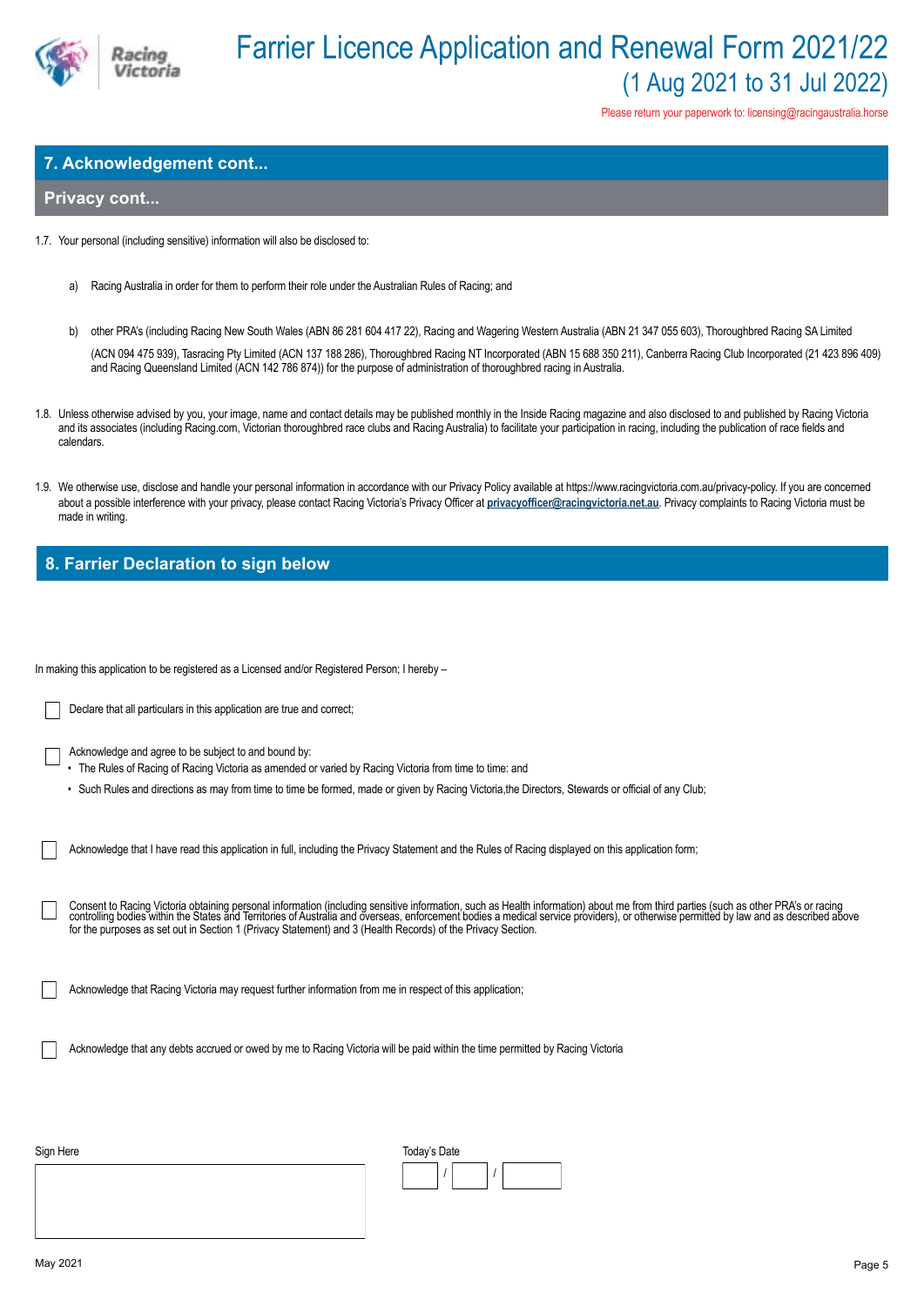# Farrier Licence Application and Renewal Form 2021/22
(1 Aug 2021 to 31 Jul 2022)

Please return your paperwork to: licensing@racingaustralia.horse

## 7. Acknowledgement cont...

### Privacy cont...

1.7. Your personal (including sensitive) information will also be disclosed to:

a) Racing Australia in order for them to perform their role under the Australian Rules of Racing; and

b) other PRA's (including Racing New South Wales (ABN 86 281 604 417 22), Racing and Wagering Western Australia (ABN 21 347 055 603), Thoroughbred Racing SA Limited (ACN 094 475 939), Tasracing Pty Limited (ACN 137 188 286), Thoroughbred Racing NT Incorporated (ABN 15 688 350 211), Canberra Racing Club Incorporated (21 423 896 409) and Racing Queensland Limited (ACN 142 786 874)) for the purpose of administration of thoroughbred racing in Australia.

1.8. Unless otherwise advised by you, your image, name and contact details may be published monthly in the Inside Racing magazine and also disclosed to and published by Racing Victoria and its associates (including Racing.com, Victorian thoroughbred race clubs and Racing Australia) to facilitate your participation in racing, including the publication of race fields and calendars.

1.9. We otherwise use, disclose and handle your personal information in accordance with our Privacy Policy available at https://www.racingvictoria.com.au/privacy-policy. If you are concerned about a possible interference with your privacy, please contact Racing Victoria's Privacy Officer at **privacyofficer@racingvictoria.net.au**. Privacy complaints to Racing Victoria must be made in writing.

## 8. Farrier Declaration to sign below

In making this application to be registered as a Licensed and/or Registered Person; I hereby –

- [ ] Declare that all particulars in this application are true and correct;
- [ ] Acknowledge and agree to be subject to and bound by:
  - The Rules of Racing of Racing Victoria as amended or varied by Racing Victoria from time to time: and
  - Such Rules and directions as may from time to time be formed, made or given by Racing Victoria,the Directors, Stewards or official of any Club;
- [ ] Acknowledge that I have read this application in full, including the Privacy Statement and the Rules of Racing displayed on this application form;
- [ ] Consent to Racing Victoria obtaining personal information (including sensitive information, such as Health information) about me from third parties (such as other PRA's or racing controlling bodies within the States and Territories of Australia and overseas, enforcement bodies a medical service providers), or otherwise permitted by law and as described above for the purposes as set out in Section 1 (Privacy Statement) and 3 (Health Records) of the Privacy Section.
- [ ] Acknowledge that Racing Victoria may request further information from me in respect of this application;
- [ ] Acknowledge that any debts accrued or owed by me to Racing Victoria will be paid within the time permitted by Racing Victoria

Sign Here

Today's Date ____ / ____ / ____

May 2021